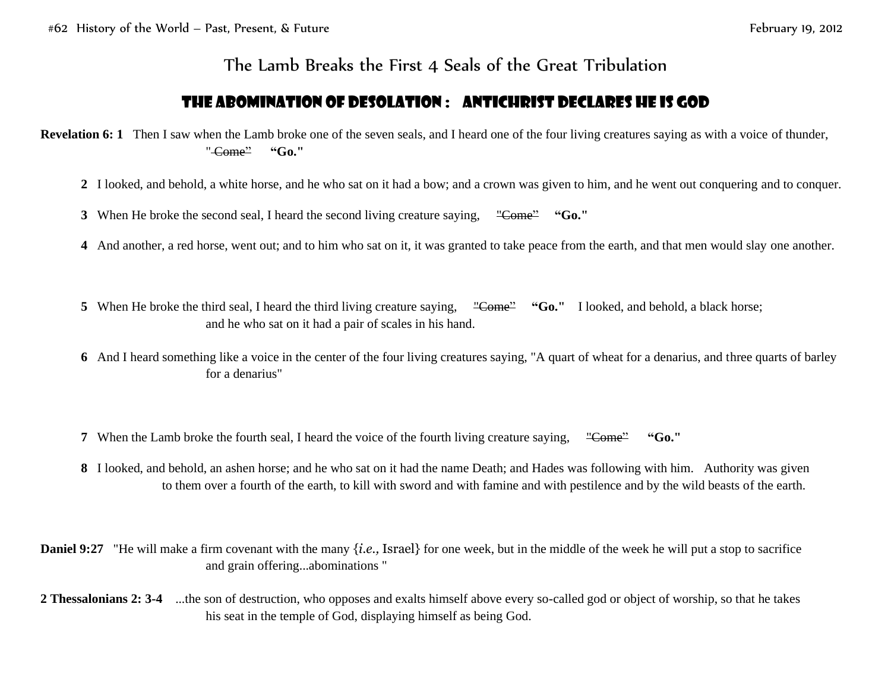# The Lamb Breaks the First 4 Seals of the Great Tribulation

## The Abomination of Desolation : Antichrist Declares He Is God

**Revelation 6: 1** Then I saw when the Lamb broke one of the seven seals, and I heard one of the four living creatures saying as with a voice of thunder, "~~Come~~" **"Go."**

**2** I looked, and behold, a white horse, and he who sat on it had a bow; and a crown was given to him, and he went out conquering and to conquer.

**3** When He broke the second seal, I heard the second living creature saying, "~~Come~~" **"Go."**

**4** And another, a red horse, went out; and to him who sat on it, it was granted to take peace from the earth, and that men would slay one another.

**5** When He broke the third seal, I heard the third living creature saying, "~~Come~~" **"Go."** I looked, and behold, a black horse; and he who sat on it had a pair of scales in his hand.

**6** And I heard something like a voice in the center of the four living creatures saying, "A quart of wheat for a denarius, and three quarts of barley for a denarius"

**7** When the Lamb broke the fourth seal, I heard the voice of the fourth living creature saying, "~~Come~~" **"Go."**

**8** I looked, and behold, an ashen horse; and he who sat on it had the name Death; and Hades was following with him. Authority was given to them over a fourth of the earth, to kill with sword and with famine and with pestilence and by the wild beasts of the earth.

**Daniel 9:27** "He will make a firm covenant with the many {*i.e.,* Israel} for one week, but in the middle of the week he will put a stop to sacrifice and grain offering...abominations "

**2 Thessalonians 2: 3-4** ...the son of destruction, who opposes and exalts himself above every so-called god or object of worship, so that he takes his seat in the temple of God, displaying himself as being God.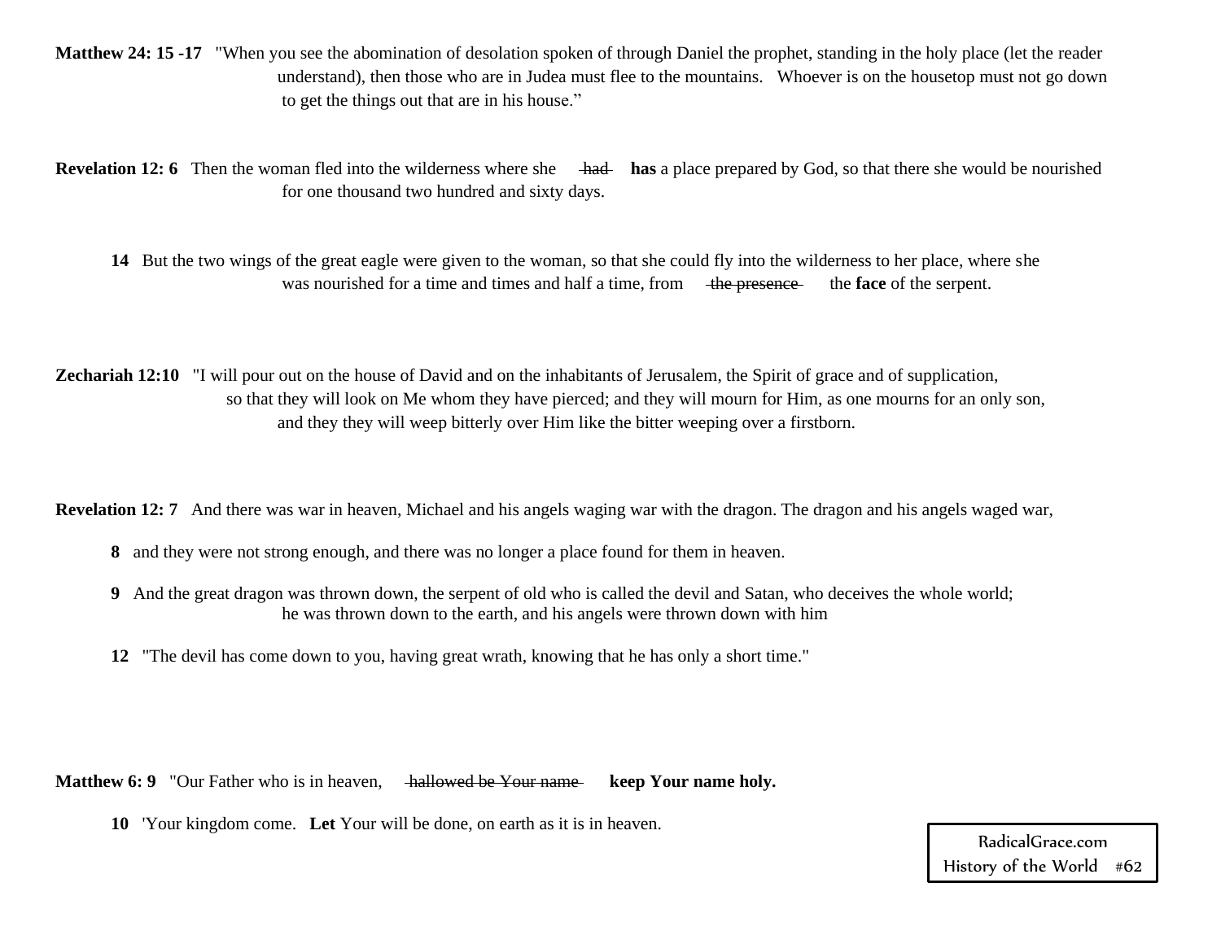**Matthew 24: 15 -17** "When you see the abomination of desolation spoken of through Daniel the prophet, standing in the holy place (let the reader understand), then those who are in Judea must flee to the mountains. Whoever is on the housetop must not go down to get the things out that are in his house."

**Revelation 12: 6** Then the woman fled into the wilderness where she ~~had~~ **has** a place prepared by God, so that there she would be nourished for one thousand two hundred and sixty days.

**14** But the two wings of the great eagle were given to the woman, so that she could fly into the wilderness to her place, where she was nourished for a time and times and half a time, from ~~the presence~~ the **face** of the serpent.

**Zechariah 12:10** "I will pour out on the house of David and on the inhabitants of Jerusalem, the Spirit of grace and of supplication, so that they will look on Me whom they have pierced; and they will mourn for Him, as one mourns for an only son, and they they will weep bitterly over Him like the bitter weeping over a firstborn.

**Revelation 12: 7** And there was war in heaven, Michael and his angels waging war with the dragon. The dragon and his angels waged war,

**8** and they were not strong enough, and there was no longer a place found for them in heaven.

**9** And the great dragon was thrown down, the serpent of old who is called the devil and Satan, who deceives the whole world; he was thrown down to the earth, and his angels were thrown down with him

**12** "The devil has come down to you, having great wrath, knowing that he has only a short time."

**Matthew 6: 9** "Our Father who is in heaven, ~~hallowed be Your name~~ **keep Your name holy.**

**10** 'Your kingdom come. **Let** Your will be done, on earth as it is in heaven.

RadicalGrace.com
History of the World #62